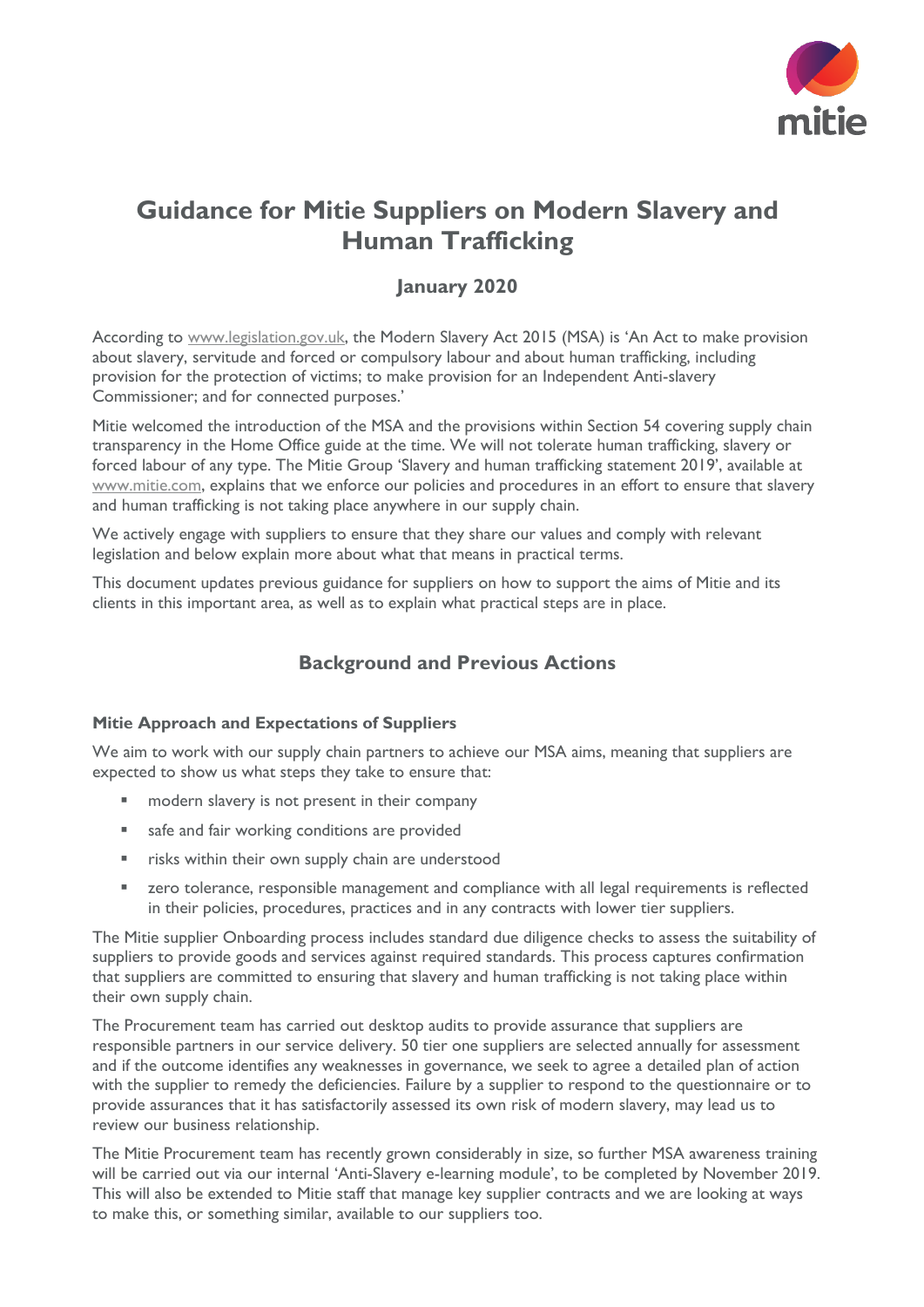# Guidance for Mitie Suppliers on Modern Slavery and Human Trafficking

## January 2020

According to www.legislation.gov.uk, the Modern Slavery Act 2015 (MSA) is 'An Act to make provision about slavery, servitude and forced or compulsory labour and about human trafficking, including provision for the protection of victims; to make provision for an Independent Anti-slavery Commissioner; and for connected purposes.'

Mitie welcomed the introduction of the MSA and the provisions within Section 54 covering supply chain transparency in the Home Office guide at the time. We will not tolerate human trafficking, slavery or forced labour of any type. The Mitie Group 'Slavery and human trafficking statement 2019', available at www.mitie.com, explains that we enforce our policies and procedures in an effort to ensure that slavery and human trafficking is not taking place anywhere in our supply chain.

We actively engage with suppliers to ensure that they share our values and comply with relevant legislation and below explain more about what that means in practical terms.

This document updates previous guidance for suppliers on how to support the aims of Mitie and its clients in this important area, as well as to explain what practical steps are in place.

## Background and Previous Actions

### Mitie Approach and Expectations of Suppliers

We aim to work with our supply chain partners to achieve our MSA aims, meaning that suppliers are expected to show us what steps they take to ensure that:

- modern slavery is not present in their company
- safe and fair working conditions are provided
- risks within their own supply chain are understood
- zero tolerance, responsible management and compliance with all legal requirements is reflected in their policies, procedures, practices and in any contracts with lower tier suppliers.

The Mitie supplier Onboarding process includes standard due diligence checks to assess the suitability of suppliers to provide goods and services against required standards. This process captures confirmation that suppliers are committed to ensuring that slavery and human trafficking is not taking place within their own supply chain.

The Procurement team has carried out desktop audits to provide assurance that suppliers are responsible partners in our service delivery. 50 tier one suppliers are selected annually for assessment and if the outcome identifies any weaknesses in governance, we seek to agree a detailed plan of action with the supplier to remedy the deficiencies. Failure by a supplier to respond to the questionnaire or to provide assurances that it has satisfactorily assessed its own risk of modern slavery, may lead us to review our business relationship.

The Mitie Procurement team has recently grown considerably in size, so further MSA awareness training will be carried out via our internal 'Anti-Slavery e-learning module', to be completed by November 2019. This will also be extended to Mitie staff that manage key supplier contracts and we are looking at ways to make this, or something similar, available to our suppliers too.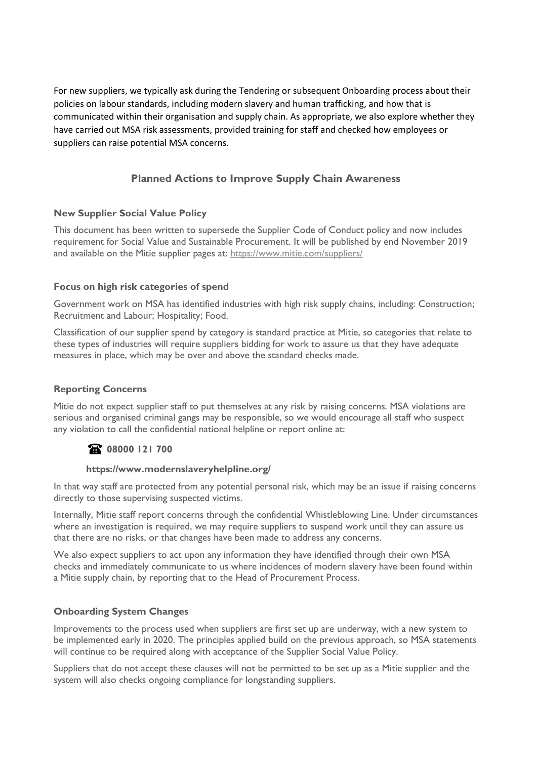For new suppliers, we typically ask during the Tendering or subsequent Onboarding process about their policies on labour standards, including modern slavery and human trafficking, and how that is communicated within their organisation and supply chain. As appropriate, we also explore whether they have carried out MSA risk assessments, provided training for staff and checked how employees or suppliers can raise potential MSA concerns.

## Planned Actions to Improve Supply Chain Awareness

### New Supplier Social Value Policy

This document has been written to supersede the Supplier Code of Conduct policy and now includes requirement for Social Value and Sustainable Procurement. It will be published by end November 2019 and available on the Mitie supplier pages at: https://www.mitie.com/suppliers/

### Focus on high risk categories of spend

Government work on MSA has identified industries with high risk supply chains, including: Construction; Recruitment and Labour; Hospitality; Food.

Classification of our supplier spend by category is standard practice at Mitie, so categories that relate to these types of industries will require suppliers bidding for work to assure us that they have adequate measures in place, which may be over and above the standard checks made.

### Reporting Concerns

Mitie do not expect supplier staff to put themselves at any risk by raising concerns. MSA violations are serious and organised criminal gangs may be responsible, so we would encourage all staff who suspect any violation to call the confidential national helpline or report online at:

☎ **08000 121 700**

**https://www.modernslaveryhelpline.org/**

In that way staff are protected from any potential personal risk, which may be an issue if raising concerns directly to those supervising suspected victims.

Internally, Mitie staff report concerns through the confidential Whistleblowing Line. Under circumstances where an investigation is required, we may require suppliers to suspend work until they can assure us that there are no risks, or that changes have been made to address any concerns.

We also expect suppliers to act upon any information they have identified through their own MSA checks and immediately communicate to us where incidences of modern slavery have been found within a Mitie supply chain, by reporting that to the Head of Procurement Process.

### Onboarding System Changes

Improvements to the process used when suppliers are first set up are underway, with a new system to be implemented early in 2020. The principles applied build on the previous approach, so MSA statements will continue to be required along with acceptance of the Supplier Social Value Policy.

Suppliers that do not accept these clauses will not be permitted to be set up as a Mitie supplier and the system will also checks ongoing compliance for longstanding suppliers.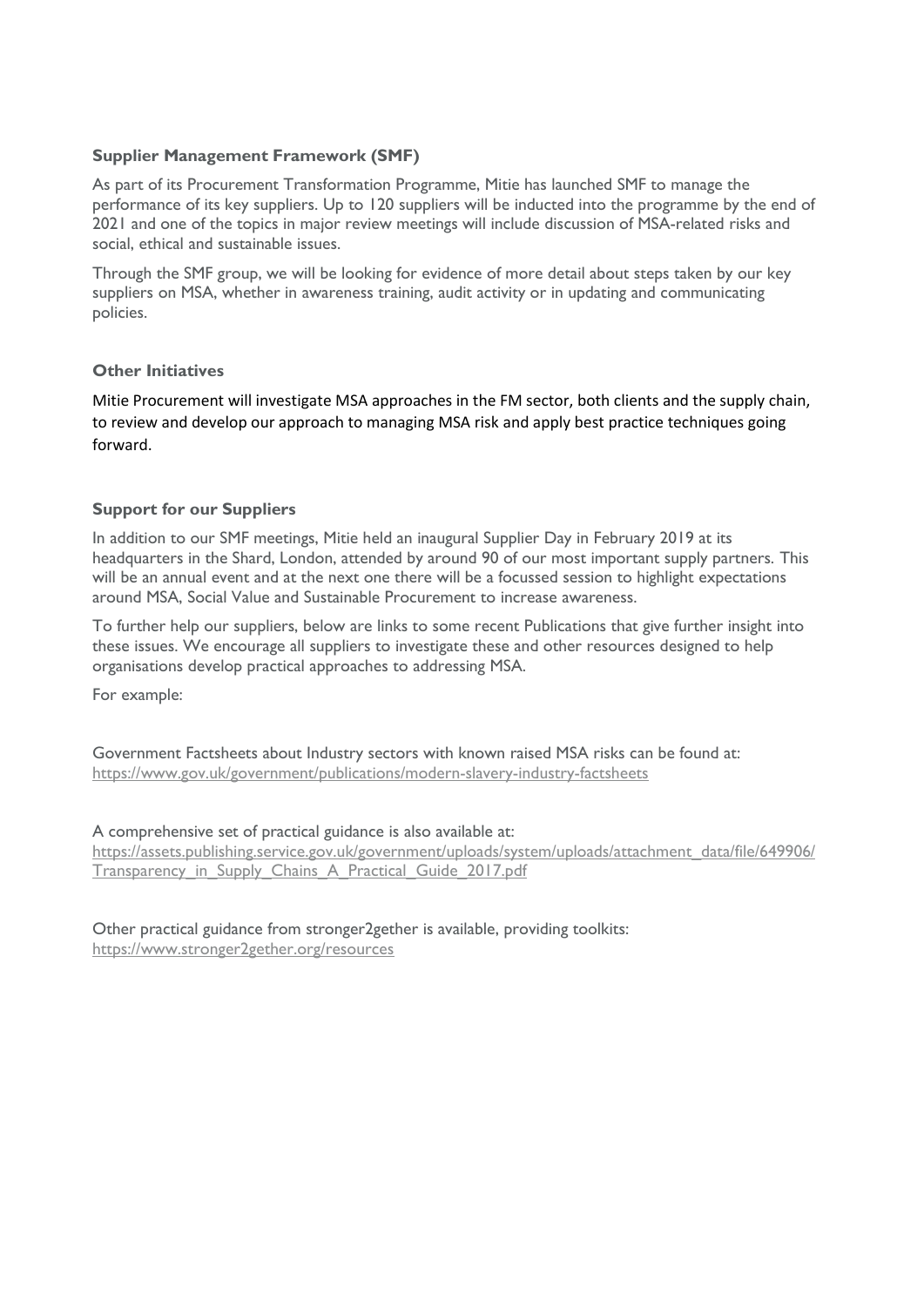### Supplier Management Framework (SMF)

As part of its Procurement Transformation Programme, Mitie has launched SMF to manage the performance of its key suppliers. Up to 120 suppliers will be inducted into the programme by the end of 2021 and one of the topics in major review meetings will include discussion of MSA-related risks and social, ethical and sustainable issues.

Through the SMF group, we will be looking for evidence of more detail about steps taken by our key suppliers on MSA, whether in awareness training, audit activity or in updating and communicating policies.

### Other Initiatives

Mitie Procurement will investigate MSA approaches in the FM sector, both clients and the supply chain, to review and develop our approach to managing MSA risk and apply best practice techniques going forward.

### Support for our Suppliers

In addition to our SMF meetings, Mitie held an inaugural Supplier Day in February 2019 at its headquarters in the Shard, London, attended by around 90 of our most important supply partners. This will be an annual event and at the next one there will be a focussed session to highlight expectations around MSA, Social Value and Sustainable Procurement to increase awareness.

To further help our suppliers, below are links to some recent Publications that give further insight into these issues. We encourage all suppliers to investigate these and other resources designed to help organisations develop practical approaches to addressing MSA.

For example:

Government Factsheets about Industry sectors with known raised MSA risks can be found at:
https://www.gov.uk/government/publications/modern-slavery-industry-factsheets

A comprehensive set of practical guidance is also available at:
https://assets.publishing.service.gov.uk/government/uploads/system/uploads/attachment_data/file/649906/Transparency_in_Supply_Chains_A_Practical_Guide_2017.pdf

Other practical guidance from stronger2gether is available, providing toolkits:
https://www.stronger2gether.org/resources